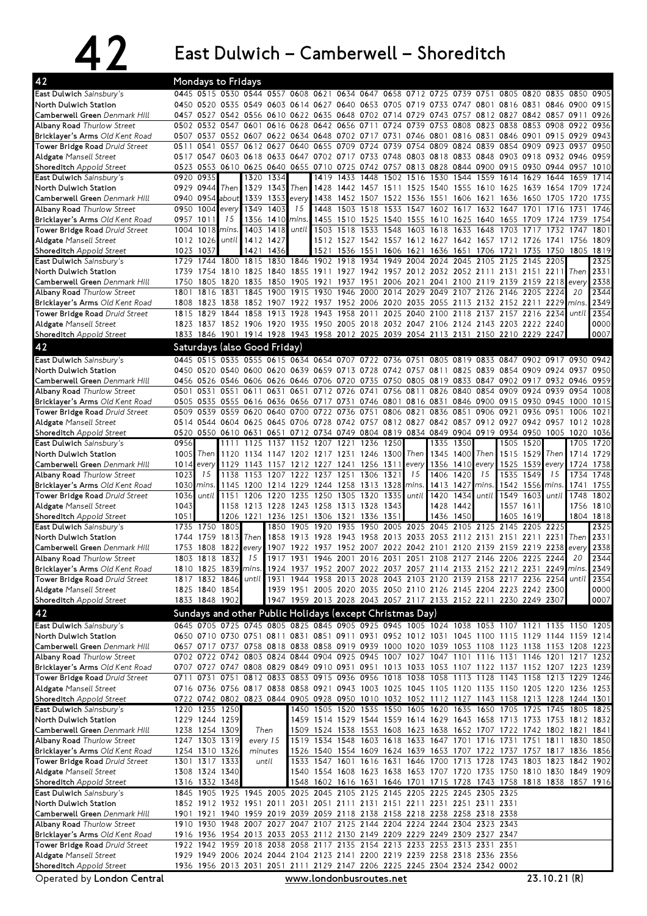# 42 East Dulwich – Camberwell – Shoreditch

## Mondays to Fridays

| Stop | | | | | | | | | | | | | | | | | | | |
|---|---|---|---|---|---|---|---|---|---|---|---|---|---|---|---|---|---|---|---|
| **East Dulwich** Sainsbury's | 0445 | 0515 | 0530 | 0544 | 0557 | 0608 | 0621 | 0634 | 0647 | 0658 | 0712 | 0725 | 0739 | 0751 | 0805 | 0820 | 0835 | 0850 | 0905 |
| **North Dulwich Station** | 0450 | 0520 | 0535 | 0549 | 0603 | 0614 | 0627 | 0640 | 0653 | 0705 | 0719 | 0733 | 0747 | 0801 | 0816 | 0831 | 0846 | 0900 | 0915 |
| **Camberwell Green** Denmark Hill | 0457 | 0527 | 0542 | 0556 | 0610 | 0622 | 0635 | 0648 | 0702 | 0714 | 0729 | 0743 | 0757 | 0812 | 0827 | 0842 | 0857 | 0911 | 0926 |
| **Albany Road** Thurlow Street | 0502 | 0532 | 0547 | 0601 | 0616 | 0628 | 0642 | 0656 | 0711 | 0724 | 0739 | 0753 | 0808 | 0823 | 0838 | 0853 | 0908 | 0922 | 0936 |
| **Bricklayer's Arms** Old Kent Road | 0507 | 0537 | 0552 | 0607 | 0622 | 0634 | 0648 | 0702 | 0717 | 0731 | 0746 | 0801 | 0816 | 0831 | 0846 | 0901 | 0915 | 0929 | 0943 |
| **Tower Bridge Road** Druid Street | 0511 | 0541 | 0557 | 0612 | 0627 | 0640 | 0655 | 0709 | 0724 | 0739 | 0754 | 0809 | 0824 | 0839 | 0854 | 0909 | 0923 | 0937 | 0950 |
| **Aldgate** Mansell Street | 0517 | 0547 | 0603 | 0618 | 0633 | 0647 | 0702 | 0717 | 0733 | 0748 | 0803 | 0818 | 0833 | 0848 | 0903 | 0918 | 0932 | 0946 | 0959 |
| **Shoreditch** Appold Street | 0523 | 0553 | 0610 | 0625 | 0640 | 0655 | 0710 | 0725 | 0742 | 0757 | 0813 | 0828 | 0844 | 0900 | 0915 | 0930 | 0944 | 0957 | 1010 |

| Stop | | | | | | | | | | | | | | | | | | | |
|---|---|---|---|---|---|---|---|---|---|---|---|---|---|---|---|---|---|---|---|
| **East Dulwich** Sainsbury's | 0920 | 0935 | | 1320 | 1334 | | 1419 | 1433 | 1448 | 1502 | 1516 | 1530 | 1544 | 1559 | 1614 | 1629 | 1644 | 1659 | 1714 |
| **North Dulwich Station** | 0929 | 0944 | Then | 1329 | 1343 | Then | 1428 | 1442 | 1457 | 1511 | 1525 | 1540 | 1555 | 1610 | 1625 | 1639 | 1654 | 1709 | 1724 |
| **Camberwell Green** Denmark Hill | 0940 | 0954 | about | 1339 | 1353 | every | 1438 | 1452 | 1507 | 1522 | 1536 | 1551 | 1606 | 1621 | 1636 | 1650 | 1705 | 1720 | 1735 |
| **Albany Road** Thurlow Street | 0950 | 1004 | every | 1349 | 1403 | 15 | 1448 | 1503 | 1518 | 1533 | 1547 | 1602 | 1617 | 1632 | 1647 | 1701 | 1716 | 1731 | 1746 |
| **Bricklayer's Arms** Old Kent Road | 0957 | 1011 | 15 | 1356 | 1410 | mins. | 1455 | 1510 | 1525 | 1540 | 1555 | 1610 | 1625 | 1640 | 1655 | 1709 | 1724 | 1739 | 1754 |
| **Tower Bridge Road** Druid Street | 1004 | 1018 | mins. | 1403 | 1418 | until | 1503 | 1518 | 1533 | 1548 | 1603 | 1618 | 1633 | 1648 | 1703 | 1717 | 1732 | 1747 | 1801 |
| **Aldgate** Mansell Street | 1012 | 1026 | until | 1412 | 1427 | | 1512 | 1527 | 1542 | 1557 | 1612 | 1627 | 1642 | 1657 | 1712 | 1726 | 1741 | 1756 | 1809 |
| **Shoreditch** Appold Street | 1023 | 1037 | | 1421 | 1436 | | 1521 | 1536 | 1551 | 1606 | 1621 | 1636 | 1651 | 1706 | 1721 | 1735 | 1750 | 1805 | 1819 |

| Stop | | | | | | | | | | | | | | | | | | | |
|---|---|---|---|---|---|---|---|---|---|---|---|---|---|---|---|---|---|---|---|
| **East Dulwich** Sainsbury's | 1729 | 1744 | 1800 | 1815 | 1830 | 1846 | 1902 | 1918 | 1934 | 1949 | 2004 | 2024 | 2045 | 2105 | 2125 | 2145 | 2205 | | 2325 |
| **North Dulwich Station** | 1739 | 1754 | 1810 | 1825 | 1840 | 1855 | 1911 | 1927 | 1942 | 1957 | 2012 | 2032 | 2052 | 2111 | 2131 | 2151 | 2211 | Then | 2331 |
| **Camberwell Green** Denmark Hill | 1750 | 1805 | 1820 | 1835 | 1850 | 1905 | 1921 | 1937 | 1951 | 2006 | 2021 | 2041 | 2100 | 2119 | 2139 | 2159 | 2218 | every | 2338 |
| **Albany Road** Thurlow Street | 1801 | 1816 | 1831 | 1845 | 1900 | 1915 | 1930 | 1946 | 2000 | 2014 | 2029 | 2049 | 2107 | 2126 | 2146 | 2205 | 2224 | 20 | 2344 |
| **Bricklayer's Arms** Old Kent Road | 1808 | 1823 | 1838 | 1852 | 1907 | 1922 | 1937 | 1952 | 2006 | 2020 | 2035 | 2055 | 2113 | 2132 | 2152 | 2211 | 2229 | mins. | 2349 |
| **Tower Bridge Road** Druid Street | 1815 | 1829 | 1844 | 1858 | 1913 | 1928 | 1943 | 1958 | 2011 | 2025 | 2040 | 2100 | 2118 | 2137 | 2157 | 2216 | 2234 | until | 2354 |
| **Aldgate** Mansell Street | 1823 | 1837 | 1852 | 1906 | 1920 | 1935 | 1950 | 2005 | 2018 | 2032 | 2047 | 2106 | 2124 | 2143 | 2203 | 2222 | 2240 | | 0000 |
| **Shoreditch** Appold Street | 1833 | 1846 | 1901 | 1914 | 1928 | 1943 | 1958 | 2012 | 2025 | 2039 | 2054 | 2113 | 2131 | 2150 | 2210 | 2229 | 2247 | | 0007 |

## Saturdays (also Good Friday)

| Stop | | | | | | | | | | | | | | | | | | | |
|---|---|---|---|---|---|---|---|---|---|---|---|---|---|---|---|---|---|---|---|
| **East Dulwich** Sainsbury's | 0445 | 0515 | 0535 | 0555 | 0615 | 0634 | 0654 | 0707 | 0722 | 0736 | 0751 | 0805 | 0819 | 0833 | 0847 | 0902 | 0917 | 0930 | 0942 |
| **North Dulwich Station** | 0450 | 0520 | 0540 | 0600 | 0620 | 0639 | 0659 | 0713 | 0728 | 0742 | 0757 | 0811 | 0825 | 0839 | 0854 | 0909 | 0924 | 0937 | 0950 |
| **Camberwell Green** Denmark Hill | 0456 | 0526 | 0546 | 0606 | 0626 | 0646 | 0706 | 0720 | 0735 | 0750 | 0805 | 0819 | 0833 | 0847 | 0902 | 0917 | 0932 | 0946 | 0959 |
| **Albany Road** Thurlow Street | 0501 | 0531 | 0551 | 0611 | 0631 | 0651 | 0712 | 0726 | 0741 | 0756 | 0811 | 0826 | 0840 | 0854 | 0909 | 0924 | 0939 | 0954 | 1008 |
| **Bricklayer's Arms** Old Kent Road | 0505 | 0535 | 0555 | 0616 | 0636 | 0656 | 0717 | 0731 | 0746 | 0801 | 0816 | 0831 | 0846 | 0900 | 0915 | 0930 | 0945 | 1000 | 1015 |
| **Tower Bridge Road** Druid Street | 0509 | 0539 | 0559 | 0620 | 0640 | 0700 | 0722 | 0736 | 0751 | 0806 | 0821 | 0836 | 0851 | 0906 | 0921 | 0936 | 0951 | 1006 | 1021 |
| **Aldgate** Mansell Street | 0514 | 0544 | 0604 | 0625 | 0645 | 0706 | 0728 | 0742 | 0757 | 0812 | 0827 | 0842 | 0857 | 0912 | 0927 | 0942 | 0957 | 1012 | 1028 |
| **Shoreditch** Appold Street | 0520 | 0550 | 0610 | 0631 | 0651 | 0712 | 0734 | 0749 | 0804 | 0819 | 0834 | 0849 | 0904 | 0919 | 0934 | 0950 | 1005 | 1020 | 1036 |

| Stop | | | | | | | | | | | | | | | | | | | |
|---|---|---|---|---|---|---|---|---|---|---|---|---|---|---|---|---|---|---|---|
| **East Dulwich** Sainsbury's | 0956 | | 1111 | 1125 | 1137 | 1152 | 1207 | 1221 | 1236 | 1250 | | 1335 | 1350 | | 1505 | 1520 | | 1705 | 1720 |
| **North Dulwich Station** | 1005 | Then | 1120 | 1134 | 1147 | 1202 | 1217 | 1231 | 1246 | 1300 | Then | 1345 | 1400 | Then | 1515 | 1529 | Then | 1714 | 1729 |
| **Camberwell Green** Denmark Hill | 1014 | every | 1129 | 1143 | 1157 | 1212 | 1227 | 1241 | 1256 | 1311 | every | 1356 | 1410 | every | 1525 | 1539 | every | 1724 | 1738 |
| **Albany Road** Thurlow Street | 1023 | 15 | 1138 | 1153 | 1207 | 1222 | 1237 | 1251 | 1306 | 1321 | 15 | 1406 | 1420 | 15 | 1535 | 1549 | 15 | 1734 | 1748 |
| **Bricklayer's Arms** Old Kent Road | 1030 | mins. | 1145 | 1200 | 1214 | 1229 | 1244 | 1258 | 1313 | 1328 | mins. | 1413 | 1427 | mins. | 1542 | 1556 | mins. | 1741 | 1755 |
| **Tower Bridge Road** Druid Street | 1036 | until | 1151 | 1206 | 1220 | 1235 | 1250 | 1305 | 1320 | 1335 | until | 1420 | 1434 | until | 1549 | 1603 | until | 1748 | 1802 |
| **Aldgate** Mansell Street | 1043 | | 1158 | 1213 | 1228 | 1243 | 1258 | 1313 | 1328 | 1343 | | 1428 | 1442 | | 1557 | 1611 | | 1756 | 1810 |
| **Shoreditch** Appold Street | 1051 | | 1206 | 1221 | 1236 | 1251 | 1306 | 1321 | 1336 | 1351 | | 1436 | 1450 | | 1605 | 1619 | | 1804 | 1818 |

| Stop | | | | | | | | | | | | | | | | | | | |
|---|---|---|---|---|---|---|---|---|---|---|---|---|---|---|---|---|---|---|---|
| **East Dulwich** Sainsbury's | 1735 | 1750 | 1805 | | 1850 | 1905 | 1920 | 1935 | 1950 | 2005 | 2025 | 2045 | 2105 | 2125 | 2145 | 2205 | 2225 | | 2325 |
| **North Dulwich Station** | 1744 | 1759 | 1813 | Then | 1858 | 1913 | 1928 | 1943 | 1958 | 2013 | 2033 | 2053 | 2112 | 2131 | 2151 | 2211 | 2231 | Then | 2331 |
| **Camberwell Green** Denmark Hill | 1753 | 1808 | 1822 | every | 1907 | 1922 | 1937 | 1952 | 2007 | 2022 | 2042 | 2101 | 2120 | 2139 | 2159 | 2219 | 2238 | every | 2338 |
| **Albany Road** Thurlow Street | 1803 | 1818 | 1832 | 15 | 1917 | 1931 | 1946 | 2001 | 2016 | 2031 | 2051 | 2108 | 2127 | 2146 | 2206 | 2225 | 2244 | 20 | 2344 |
| **Bricklayer's Arms** Old Kent Road | 1810 | 1825 | 1839 | mins. | 1924 | 1937 | 1952 | 2007 | 2022 | 2037 | 2057 | 2114 | 2133 | 2152 | 2212 | 2231 | 2249 | mins. | 2349 |
| **Tower Bridge Road** Druid Street | 1817 | 1832 | 1846 | until | 1931 | 1944 | 1958 | 2013 | 2028 | 2043 | 2103 | 2120 | 2139 | 2158 | 2217 | 2236 | 2254 | until | 2354 |
| **Aldgate** Mansell Street | 1825 | 1840 | 1854 | | 1939 | 1951 | 2005 | 2020 | 2035 | 2050 | 2110 | 2126 | 2145 | 2204 | 2223 | 2242 | 2300 | | 0000 |
| **Shoreditch** Appold Street | 1833 | 1848 | 1902 | | 1947 | 1959 | 2013 | 2028 | 2043 | 2057 | 2117 | 2133 | 2152 | 2211 | 2230 | 2249 | 2307 | | 0007 |

## Sundays and other Public Holidays (except Christmas Day)

| Stop | | | | | | | | | | | | | | | | | | | |
|---|---|---|---|---|---|---|---|---|---|---|---|---|---|---|---|---|---|---|---|
| **East Dulwich** Sainsbury's | 0645 | 0705 | 0725 | 0745 | 0805 | 0825 | 0845 | 0905 | 0925 | 0945 | 1005 | 1024 | 1038 | 1053 | 1107 | 1121 | 1135 | 1150 | 1205 |
| **North Dulwich Station** | 0650 | 0710 | 0730 | 0751 | 0811 | 0831 | 0851 | 0911 | 0931 | 0952 | 1012 | 1031 | 1045 | 1100 | 1115 | 1129 | 1144 | 1159 | 1214 |
| **Camberwell Green** Denmark Hill | 0657 | 0717 | 0737 | 0758 | 0818 | 0838 | 0858 | 0919 | 0939 | 1000 | 1020 | 1039 | 1053 | 1108 | 1123 | 1138 | 1153 | 1208 | 1223 |
| **Albany Road** Thurlow Street | 0702 | 0722 | 0742 | 0803 | 0824 | 0844 | 0904 | 0925 | 0945 | 1007 | 1027 | 1047 | 1101 | 1116 | 1131 | 1146 | 1201 | 1217 | 1232 |
| **Bricklayer's Arms** Old Kent Road | 0707 | 0727 | 0747 | 0808 | 0829 | 0849 | 0910 | 0931 | 0951 | 1013 | 1033 | 1053 | 1107 | 1122 | 1137 | 1152 | 1207 | 1223 | 1239 |
| **Tower Bridge Road** Druid Street | 0711 | 0731 | 0751 | 0812 | 0833 | 0853 | 0915 | 0936 | 0956 | 1018 | 1038 | 1058 | 1113 | 1128 | 1143 | 1158 | 1213 | 1229 | 1246 |
| **Aldgate** Mansell Street | 0716 | 0736 | 0756 | 0817 | 0838 | 0858 | 0921 | 0943 | 1003 | 1025 | 1045 | 1105 | 1120 | 1135 | 1150 | 1205 | 1220 | 1236 | 1253 |
| **Shoreditch** Appold Street | 0722 | 0742 | 0802 | 0823 | 0844 | 0905 | 0928 | 0950 | 1010 | 1032 | 1052 | 1112 | 1127 | 1143 | 1158 | 1213 | 1228 | 1244 | 1301 |

| Stop | | | | | | | | | | | | | | | | | | |
|---|---|---|---|---|---|---|---|---|---|---|---|---|---|---|---|---|---|---|
| **East Dulwich** Sainsbury's | 1220 | 1235 | 1250 | | 1450 | 1505 | 1520 | 1535 | 1550 | 1605 | 1620 | 1635 | 1650 | 1705 | 1725 | 1745 | 1805 | 1825 |
| **North Dulwich Station** | 1229 | 1244 | 1259 | | 1459 | 1514 | 1529 | 1544 | 1559 | 1614 | 1629 | 1643 | 1658 | 1713 | 1733 | 1753 | 1812 | 1832 |
| **Camberwell Green** Denmark Hill | 1238 | 1254 | 1309 | Then | 1509 | 1524 | 1538 | 1553 | 1608 | 1623 | 1638 | 1652 | 1707 | 1722 | 1742 | 1802 | 1821 | 1841 |
| **Albany Road** Thurlow Street | 1247 | 1303 | 1319 | every 15 | 1519 | 1534 | 1548 | 1603 | 1618 | 1633 | 1647 | 1701 | 1716 | 1731 | 1751 | 1811 | 1830 | 1850 |
| **Bricklayer's Arms** Old Kent Road | 1254 | 1310 | 1326 | minutes | 1526 | 1540 | 1554 | 1609 | 1624 | 1639 | 1653 | 1707 | 1722 | 1737 | 1757 | 1817 | 1836 | 1856 |
| **Tower Bridge Road** Druid Street | 1301 | 1317 | 1333 | until | 1533 | 1547 | 1601 | 1616 | 1631 | 1646 | 1700 | 1713 | 1728 | 1743 | 1803 | 1823 | 1842 | 1902 |
| **Aldgate** Mansell Street | 1308 | 1324 | 1340 | | 1540 | 1554 | 1608 | 1623 | 1638 | 1653 | 1707 | 1720 | 1735 | 1750 | 1810 | 1830 | 1849 | 1909 |
| **Shoreditch** Appold Street | 1316 | 1332 | 1348 | | 1548 | 1602 | 1616 | 1631 | 1646 | 1701 | 1715 | 1728 | 1743 | 1758 | 1818 | 1838 | 1857 | 1916 |

| Stop | | | | | | | | | | | | | | | |
|---|---|---|---|---|---|---|---|---|---|---|---|---|---|---|---|
| **East Dulwich** Sainsbury's | 1845 | 1905 | 1925 | 1945 | 2005 | 2025 | 2045 | 2105 | 2125 | 2145 | 2205 | 2225 | 2245 | 2305 | 2325 |
| **North Dulwich Station** | 1852 | 1912 | 1932 | 1951 | 2011 | 2031 | 2051 | 2111 | 2131 | 2151 | 2211 | 2231 | 2251 | 2311 | 2331 |
| **Camberwell Green** Denmark Hill | 1901 | 1921 | 1940 | 1959 | 2019 | 2039 | 2059 | 2118 | 2138 | 2158 | 2218 | 2238 | 2258 | 2318 | 2338 |
| **Albany Road** Thurlow Street | 1910 | 1930 | 1948 | 2007 | 2027 | 2047 | 2107 | 2125 | 2144 | 2204 | 2224 | 2244 | 2304 | 2323 | 2343 |
| **Bricklayer's Arms** Old Kent Road | 1916 | 1936 | 1954 | 2013 | 2033 | 2053 | 2112 | 2130 | 2149 | 2209 | 2229 | 2249 | 2309 | 2327 | 2347 |
| **Tower Bridge Road** Druid Street | 1922 | 1942 | 1959 | 2018 | 2038 | 2058 | 2117 | 2135 | 2154 | 2213 | 2233 | 2253 | 2313 | 2331 | 2351 |
| **Aldgate** Mansell Street | 1929 | 1949 | 2006 | 2024 | 2044 | 2104 | 2123 | 2141 | 2200 | 2219 | 2239 | 2258 | 2318 | 2336 | 2356 |
| **Shoreditch** Appold Street | 1936 | 1956 | 2013 | 2031 | 2051 | 2111 | 2129 | 2147 | 2206 | 2225 | 2245 | 2304 | 2324 | 2342 | 0002 |

Operated by **London Central** — www.londonbusroutes.net — 23.10.21 (R)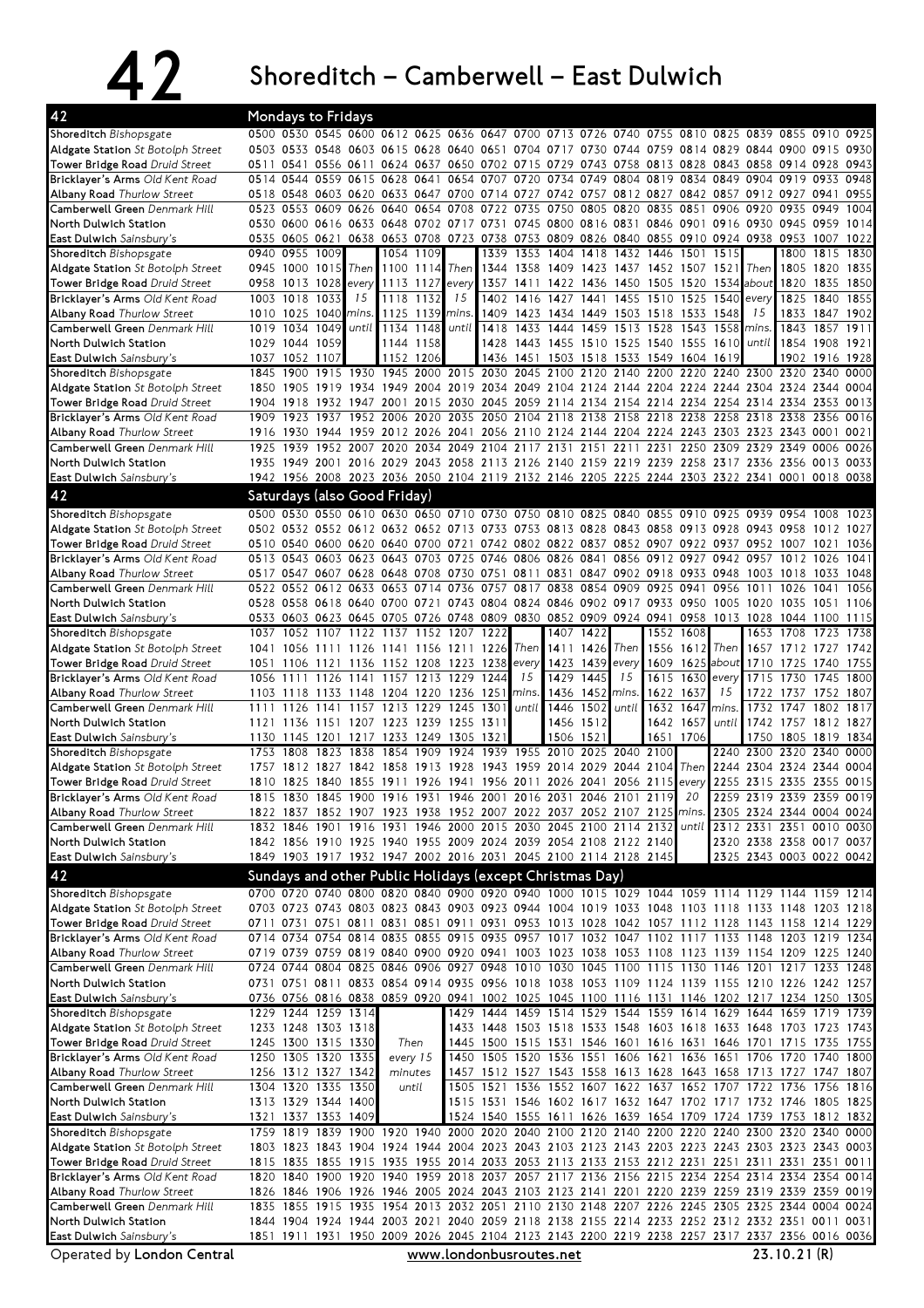# 42 Shoreditch – Camberwell – East Dulwich

## 42 Mondays to Fridays

| | | | | | | | | | | | | | | | | | | | |
|---|---|---|---|---|---|---|---|---|---|---|---|---|---|---|---|---|---|---|---|
| **Shoreditch** *Bishopsgate* | 0500 | 0530 | 0545 | 0600 | 0612 | 0625 | 0636 | 0647 | 0700 | 0713 | 0726 | 0740 | 0755 | 0810 | 0825 | 0839 | 0855 | 0910 | 0925 |
| **Aldgate Station** *St Botolph Street* | 0503 | 0533 | 0548 | 0603 | 0615 | 0628 | 0640 | 0651 | 0704 | 0717 | 0730 | 0744 | 0759 | 0814 | 0829 | 0844 | 0900 | 0915 | 0930 |
| **Tower Bridge Road** *Druid Street* | 0511 | 0541 | 0556 | 0611 | 0624 | 0637 | 0650 | 0702 | 0715 | 0729 | 0743 | 0758 | 0813 | 0828 | 0843 | 0858 | 0914 | 0928 | 0943 |
| **Bricklayer's Arms** *Old Kent Road* | 0514 | 0544 | 0559 | 0615 | 0628 | 0641 | 0654 | 0707 | 0720 | 0734 | 0749 | 0804 | 0819 | 0834 | 0849 | 0904 | 0919 | 0933 | 0948 |
| **Albany Road** *Thurlow Street* | 0518 | 0548 | 0603 | 0620 | 0633 | 0647 | 0700 | 0714 | 0727 | 0742 | 0757 | 0812 | 0827 | 0842 | 0857 | 0912 | 0927 | 0941 | 0955 |
| **Camberwell Green** *Denmark Hill* | 0523 | 0553 | 0609 | 0626 | 0640 | 0654 | 0708 | 0722 | 0735 | 0750 | 0805 | 0820 | 0835 | 0851 | 0906 | 0920 | 0935 | 0949 | 1004 |
| **North Dulwich Station** | 0530 | 0600 | 0616 | 0633 | 0648 | 0702 | 0717 | 0731 | 0745 | 0800 | 0816 | 0831 | 0846 | 0901 | 0916 | 0930 | 0945 | 0959 | 1014 |
| **East Dulwich** *Sainsbury's* | 0535 | 0605 | 0621 | 0638 | 0653 | 0708 | 0723 | 0738 | 0753 | 0809 | 0826 | 0840 | 0855 | 0910 | 0924 | 0938 | 0953 | 1007 | 1022 |

| | | | | | | | | | | | | | | | | | | | |
|---|---|---|---|---|---|---|---|---|---|---|---|---|---|---|---|---|---|---|---|
| **Shoreditch** *Bishopsgate* | 0940 | 0955 | 1009 | | 1054 | 1109 | | 1339 | 1353 | 1404 | 1418 | 1432 | 1446 | 1501 | 1515 | | 1800 | 1815 | 1830 |
| **Aldgate Station** *St Botolph Street* | 0945 | 1000 | 1015 | Then | 1100 | 1114 | Then | 1344 | 1358 | 1409 | 1423 | 1437 | 1452 | 1507 | 1521 | Then | 1805 | 1820 | 1835 |
| **Tower Bridge Road** *Druid Street* | 0958 | 1013 | 1028 | every | 1113 | 1127 | every | 1357 | 1411 | 1422 | 1436 | 1450 | 1505 | 1520 | 1534 | about | 1820 | 1835 | 1850 |
| **Bricklayer's Arms** *Old Kent Road* | 1003 | 1018 | 1033 | 15 | 1118 | 1132 | 15 | 1402 | 1416 | 1427 | 1441 | 1455 | 1510 | 1525 | 1540 | every | 1825 | 1840 | 1855 |
| **Albany Road** *Thurlow Street* | 1010 | 1025 | 1040 | mins. | 1125 | 1139 | mins. | 1409 | 1423 | 1434 | 1449 | 1503 | 1518 | 1533 | 1548 | 15 | 1833 | 1847 | 1902 |
| **Camberwell Green** *Denmark Hill* | 1019 | 1034 | 1049 | until | 1134 | 1148 | until | 1418 | 1433 | 1444 | 1459 | 1513 | 1528 | 1543 | 1558 | mins. | 1843 | 1857 | 1911 |
| **North Dulwich Station** | 1029 | 1044 | 1059 | | 1144 | 1158 | | 1428 | 1443 | 1455 | 1510 | 1525 | 1540 | 1555 | 1610 | until | 1854 | 1908 | 1921 |
| **East Dulwich** *Sainsbury's* | 1037 | 1052 | 1107 | | 1152 | 1206 | | 1436 | 1451 | 1503 | 1518 | 1533 | 1549 | 1604 | 1619 | | 1902 | 1916 | 1928 |

| | | | | | | | | | | | | | | | | | | | |
|---|---|---|---|---|---|---|---|---|---|---|---|---|---|---|---|---|---|---|---|
| **Shoreditch** *Bishopsgate* | 1845 | 1900 | 1915 | 1930 | 1945 | 2000 | 2015 | 2030 | 2045 | 2100 | 2120 | 2140 | 2200 | 2220 | 2240 | 2300 | 2320 | 2340 | 0000 |
| **Aldgate Station** *St Botolph Street* | 1850 | 1905 | 1919 | 1934 | 1949 | 2004 | 2019 | 2034 | 2049 | 2104 | 2124 | 2144 | 2204 | 2224 | 2244 | 2304 | 2324 | 2344 | 0004 |
| **Tower Bridge Road** *Druid Street* | 1904 | 1918 | 1932 | 1947 | 2001 | 2015 | 2030 | 2045 | 2059 | 2114 | 2134 | 2154 | 2214 | 2234 | 2254 | 2314 | 2334 | 2353 | 0013 |
| **Bricklayer's Arms** *Old Kent Road* | 1909 | 1923 | 1937 | 1952 | 2006 | 2020 | 2035 | 2050 | 2104 | 2118 | 2138 | 2158 | 2218 | 2238 | 2258 | 2318 | 2338 | 2356 | 0016 |
| **Albany Road** *Thurlow Street* | 1916 | 1930 | 1944 | 1959 | 2012 | 2026 | 2041 | 2056 | 2110 | 2124 | 2144 | 2204 | 2224 | 2243 | 2303 | 2323 | 2343 | 0001 | 0021 |
| **Camberwell Green** *Denmark Hill* | 1925 | 1939 | 1952 | 2007 | 2020 | 2034 | 2049 | 2104 | 2117 | 2131 | 2151 | 2211 | 2231 | 2250 | 2309 | 2329 | 2349 | 0006 | 0026 |
| **North Dulwich Station** | 1935 | 1949 | 2001 | 2016 | 2029 | 2043 | 2058 | 2113 | 2126 | 2140 | 2159 | 2219 | 2239 | 2258 | 2317 | 2336 | 2356 | 0013 | 0033 |
| **East Dulwich** *Sainsbury's* | 1942 | 1956 | 2008 | 2023 | 2036 | 2050 | 2104 | 2119 | 2132 | 2146 | 2205 | 2225 | 2244 | 2303 | 2322 | 2341 | 0001 | 0018 | 0038 |

## 42 Saturdays (also Good Friday)

| | | | | | | | | | | | | | | | | | | | |
|---|---|---|---|---|---|---|---|---|---|---|---|---|---|---|---|---|---|---|---|
| **Shoreditch** *Bishopsgate* | 0500 | 0530 | 0550 | 0610 | 0630 | 0650 | 0710 | 0730 | 0750 | 0810 | 0825 | 0840 | 0855 | 0910 | 0925 | 0939 | 0954 | 1008 | 1023 |
| **Aldgate Station** *St Botolph Street* | 0502 | 0532 | 0552 | 0612 | 0632 | 0652 | 0713 | 0733 | 0753 | 0813 | 0828 | 0843 | 0858 | 0913 | 0928 | 0943 | 0958 | 1012 | 1027 |
| **Tower Bridge Road** *Druid Street* | 0510 | 0540 | 0600 | 0620 | 0640 | 0700 | 0721 | 0742 | 0802 | 0822 | 0837 | 0852 | 0907 | 0922 | 0937 | 0952 | 1007 | 1021 | 1036 |
| **Bricklayer's Arms** *Old Kent Road* | 0513 | 0543 | 0603 | 0623 | 0643 | 0703 | 0725 | 0746 | 0806 | 0826 | 0841 | 0856 | 0912 | 0927 | 0942 | 0957 | 1012 | 1026 | 1041 |
| **Albany Road** *Thurlow Street* | 0517 | 0547 | 0607 | 0628 | 0648 | 0708 | 0730 | 0751 | 0811 | 0831 | 0847 | 0902 | 0918 | 0933 | 0948 | 1003 | 1018 | 1033 | 1048 |
| **Camberwell Green** *Denmark Hill* | 0522 | 0552 | 0612 | 0633 | 0653 | 0714 | 0736 | 0757 | 0817 | 0838 | 0854 | 0909 | 0925 | 0941 | 0956 | 1011 | 1026 | 1041 | 1056 |
| **North Dulwich Station** | 0528 | 0558 | 0618 | 0640 | 0700 | 0721 | 0743 | 0804 | 0824 | 0846 | 0902 | 0917 | 0933 | 0950 | 1005 | 1020 | 1035 | 1051 | 1106 |
| **East Dulwich** *Sainsbury's* | 0533 | 0603 | 0623 | 0645 | 0705 | 0726 | 0748 | 0809 | 0830 | 0852 | 0909 | 0924 | 0941 | 0958 | 1013 | 1028 | 1044 | 1100 | 1115 |

| | | | | | | | | | | | | | | | | | | | |
|---|---|---|---|---|---|---|---|---|---|---|---|---|---|---|---|---|---|---|---|
| **Shoreditch** *Bishopsgate* | 1037 | 1052 | 1107 | 1122 | 1137 | 1152 | 1207 | 1222 | | 1407 | 1422 | | 1552 | 1608 | | 1653 | 1708 | 1723 | 1738 |
| **Aldgate Station** *St Botolph Street* | 1041 | 1056 | 1111 | 1126 | 1141 | 1156 | 1211 | 1226 | Then | 1411 | 1426 | Then | 1556 | 1612 | Then | 1657 | 1712 | 1727 | 1742 |
| **Tower Bridge Road** *Druid Street* | 1051 | 1106 | 1121 | 1136 | 1152 | 1208 | 1223 | 1238 | every | 1423 | 1439 | every | 1609 | 1625 | about | 1710 | 1725 | 1740 | 1755 |
| **Bricklayer's Arms** *Old Kent Road* | 1056 | 1111 | 1126 | 1141 | 1157 | 1213 | 1229 | 1244 | 15 | 1429 | 1445 | 15 | 1615 | 1630 | every | 1715 | 1730 | 1745 | 1800 |
| **Albany Road** *Thurlow Street* | 1103 | 1118 | 1133 | 1148 | 1204 | 1220 | 1236 | 1251 | mins. | 1436 | 1452 | mins. | 1622 | 1637 | 15 | 1722 | 1737 | 1752 | 1807 |
| **Camberwell Green** *Denmark Hill* | 1111 | 1126 | 1141 | 1157 | 1213 | 1229 | 1245 | 1301 | until | 1446 | 1502 | until | 1632 | 1647 | mins. | 1732 | 1747 | 1802 | 1817 |
| **North Dulwich Station** | 1121 | 1136 | 1151 | 1207 | 1223 | 1239 | 1255 | 1311 | | 1456 | 1512 | | 1642 | 1657 | until | 1742 | 1757 | 1812 | 1827 |
| **East Dulwich** *Sainsbury's* | 1130 | 1145 | 1201 | 1217 | 1233 | 1249 | 1305 | 1321 | | 1506 | 1521 | | 1651 | 1706 | | 1750 | 1805 | 1819 | 1834 |

| | | | | | | | | | | | | | | | | | | | |
|---|---|---|---|---|---|---|---|---|---|---|---|---|---|---|---|---|---|---|---|
| **Shoreditch** *Bishopsgate* | 1753 | 1808 | 1823 | 1838 | 1854 | 1909 | 1924 | 1939 | 1955 | 2010 | 2025 | 2040 | 2100 | | 2240 | 2300 | 2320 | 2340 | 0000 |
| **Aldgate Station** *St Botolph Street* | 1757 | 1812 | 1827 | 1842 | 1858 | 1913 | 1928 | 1943 | 1959 | 2014 | 2029 | 2044 | 2104 | Then | 2244 | 2304 | 2324 | 2344 | 0004 |
| **Tower Bridge Road** *Druid Street* | 1810 | 1825 | 1840 | 1855 | 1911 | 1926 | 1941 | 1956 | 2011 | 2026 | 2041 | 2056 | 2115 | every | 2255 | 2315 | 2335 | 2355 | 0015 |
| **Bricklayer's Arms** *Old Kent Road* | 1815 | 1830 | 1845 | 1900 | 1916 | 1931 | 1946 | 2001 | 2016 | 2031 | 2046 | 2101 | 2119 | 20 | 2259 | 2319 | 2339 | 2359 | 0019 |
| **Albany Road** *Thurlow Street* | 1822 | 1837 | 1852 | 1907 | 1923 | 1938 | 1952 | 2007 | 2022 | 2037 | 2052 | 2107 | 2125 | mins. | 2305 | 2324 | 2344 | 0004 | 0024 |
| **Camberwell Green** *Denmark Hill* | 1832 | 1846 | 1901 | 1916 | 1931 | 1946 | 2000 | 2015 | 2030 | 2045 | 2100 | 2114 | 2132 | until | 2312 | 2331 | 2351 | 0010 | 0030 |
| **North Dulwich Station** | 1842 | 1856 | 1910 | 1925 | 1940 | 1955 | 2009 | 2024 | 2039 | 2054 | 2108 | 2122 | 2140 | | 2320 | 2338 | 2358 | 0017 | 0037 |
| **East Dulwich** *Sainsbury's* | 1849 | 1903 | 1917 | 1932 | 1947 | 2002 | 2016 | 2031 | 2045 | 2100 | 2114 | 2128 | 2145 | | 2325 | 2343 | 0003 | 0022 | 0042 |

## 42 Sundays and other Public Holidays (except Christmas Day)

| | | | | | | | | | | | | | | | | | | | |
|---|---|---|---|---|---|---|---|---|---|---|---|---|---|---|---|---|---|---|---|
| **Shoreditch** *Bishopsgate* | 0700 | 0720 | 0740 | 0800 | 0820 | 0840 | 0900 | 0920 | 0940 | 1000 | 1015 | 1029 | 1044 | 1059 | 1114 | 1129 | 1144 | 1159 | 1214 |
| **Aldgate Station** *St Botolph Street* | 0703 | 0723 | 0743 | 0803 | 0823 | 0843 | 0903 | 0923 | 0944 | 1004 | 1019 | 1033 | 1048 | 1103 | 1118 | 1133 | 1148 | 1203 | 1218 |
| **Tower Bridge Road** *Druid Street* | 0711 | 0731 | 0751 | 0811 | 0831 | 0851 | 0911 | 0931 | 0953 | 1013 | 1028 | 1042 | 1057 | 1112 | 1128 | 1143 | 1158 | 1214 | 1229 |
| **Bricklayer's Arms** *Old Kent Road* | 0714 | 0734 | 0754 | 0814 | 0835 | 0855 | 0915 | 0935 | 0957 | 1017 | 1032 | 1047 | 1102 | 1117 | 1133 | 1148 | 1203 | 1219 | 1234 |
| **Albany Road** *Thurlow Street* | 0719 | 0739 | 0759 | 0819 | 0840 | 0900 | 0920 | 0941 | 1003 | 1023 | 1038 | 1053 | 1108 | 1123 | 1139 | 1154 | 1209 | 1225 | 1240 |
| **Camberwell Green** *Denmark Hill* | 0724 | 0744 | 0804 | 0825 | 0846 | 0906 | 0927 | 0948 | 1010 | 1030 | 1045 | 1100 | 1115 | 1130 | 1146 | 1201 | 1217 | 1233 | 1248 |
| **North Dulwich Station** | 0731 | 0751 | 0811 | 0833 | 0854 | 0914 | 0935 | 0956 | 1018 | 1038 | 1053 | 1109 | 1124 | 1139 | 1155 | 1210 | 1226 | 1242 | 1257 |
| **East Dulwich** *Sainsbury's* | 0736 | 0756 | 0816 | 0838 | 0859 | 0920 | 0941 | 1002 | 1025 | 1045 | 1100 | 1116 | 1131 | 1146 | 1202 | 1217 | 1234 | 1250 | 1305 |

| | | | | | | | | | | | | | | | | | | |
|---|---|---|---|---|---|---|---|---|---|---|---|---|---|---|---|---|---|---|
| **Shoreditch** *Bishopsgate* | 1229 | 1244 | 1259 | 1314 | | 1429 | 1444 | 1459 | 1514 | 1529 | 1544 | 1559 | 1614 | 1629 | 1644 | 1659 | 1719 | 1739 |
| **Aldgate Station** *St Botolph Street* | 1233 | 1248 | 1303 | 1318 | | 1433 | 1448 | 1503 | 1518 | 1533 | 1548 | 1603 | 1618 | 1633 | 1648 | 1703 | 1723 | 1743 |
| **Tower Bridge Road** *Druid Street* | 1245 | 1300 | 1315 | 1330 | Then | 1445 | 1500 | 1515 | 1531 | 1546 | 1601 | 1616 | 1631 | 1646 | 1701 | 1715 | 1735 | 1755 |
| **Bricklayer's Arms** *Old Kent Road* | 1250 | 1305 | 1320 | 1335 | every 15 | 1450 | 1505 | 1520 | 1536 | 1551 | 1606 | 1621 | 1636 | 1651 | 1706 | 1720 | 1740 | 1800 |
| **Albany Road** *Thurlow Street* | 1256 | 1312 | 1327 | 1342 | minutes | 1457 | 1512 | 1527 | 1543 | 1558 | 1613 | 1628 | 1643 | 1658 | 1713 | 1727 | 1747 | 1807 |
| **Camberwell Green** *Denmark Hill* | 1304 | 1320 | 1335 | 1350 | until | 1505 | 1521 | 1536 | 1552 | 1607 | 1622 | 1637 | 1652 | 1707 | 1722 | 1736 | 1756 | 1816 |
| **North Dulwich Station** | 1313 | 1329 | 1344 | 1400 | | 1515 | 1531 | 1546 | 1602 | 1617 | 1632 | 1647 | 1702 | 1717 | 1732 | 1746 | 1805 | 1825 |
| **East Dulwich** *Sainsbury's* | 1321 | 1337 | 1353 | 1409 | | 1524 | 1540 | 1555 | 1611 | 1626 | 1639 | 1654 | 1709 | 1724 | 1739 | 1753 | 1812 | 1832 |

| | | | | | | | | | | | | | | | | | | | |
|---|---|---|---|---|---|---|---|---|---|---|---|---|---|---|---|---|---|---|---|
| **Shoreditch** *Bishopsgate* | 1759 | 1819 | 1839 | 1900 | 1920 | 1940 | 2000 | 2020 | 2040 | 2100 | 2120 | 2140 | 2200 | 2220 | 2240 | 2300 | 2320 | 2340 | 0000 |
| **Aldgate Station** *St Botolph Street* | 1803 | 1823 | 1843 | 1904 | 1924 | 1944 | 2004 | 2023 | 2043 | 2103 | 2123 | 2143 | 2203 | 2223 | 2243 | 2303 | 2323 | 2343 | 0003 |
| **Tower Bridge Road** *Druid Street* | 1815 | 1835 | 1855 | 1915 | 1935 | 1955 | 2014 | 2033 | 2053 | 2113 | 2133 | 2153 | 2212 | 2231 | 2251 | 2311 | 2331 | 2351 | 0011 |
| **Bricklayer's Arms** *Old Kent Road* | 1820 | 1840 | 1900 | 1920 | 1940 | 1959 | 2018 | 2037 | 2057 | 2117 | 2136 | 2156 | 2215 | 2234 | 2254 | 2314 | 2334 | 2354 | 0014 |
| **Albany Road** *Thurlow Street* | 1826 | 1846 | 1906 | 1926 | 1946 | 2005 | 2024 | 2043 | 2103 | 2123 | 2141 | 2201 | 2220 | 2239 | 2259 | 2319 | 2339 | 2359 | 0019 |
| **Camberwell Green** *Denmark Hill* | 1835 | 1855 | 1915 | 1935 | 1954 | 2013 | 2032 | 2051 | 2110 | 2130 | 2148 | 2207 | 2226 | 2245 | 2305 | 2325 | 2344 | 0004 | 0024 |
| **North Dulwich Station** | 1844 | 1904 | 1924 | 1944 | 2003 | 2021 | 2040 | 2059 | 2118 | 2138 | 2155 | 2214 | 2233 | 2252 | 2312 | 2332 | 2351 | 0011 | 0031 |
| **East Dulwich** *Sainsbury's* | 1851 | 1911 | 1931 | 1950 | 2009 | 2026 | 2045 | 2104 | 2123 | 2143 | 2200 | 2219 | 2238 | 2257 | 2317 | 2337 | 2356 | 0016 | 0036 |

Operated by **London Central** www.londonbusroutes.net 23.10.21 (R)